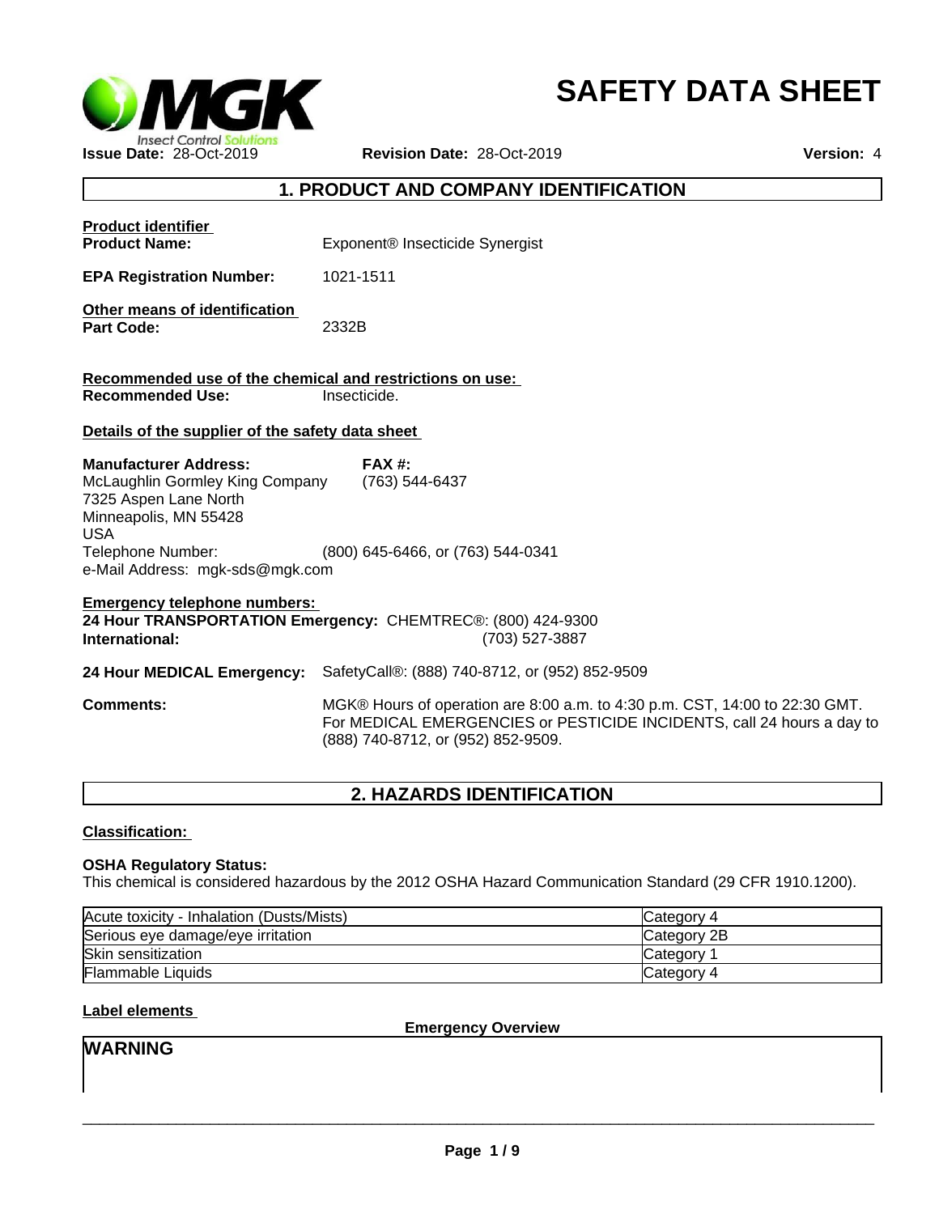# SAFETY DATA SHEET

**Issue Date:** 28-Oct-2019 **Revision Date:** 28-Oct-2019 **Version:** 4

## 1. PRODUCT AND COMPANY IDENTIFICATION

**Product identifier**

**Product Name:** Exponent® Insecticide Synergist

**EPA Registration Number:** 1021-1511

**Other means of identification**

**Part Code:** 2332B

**Recommended use of the chemical and restrictions on use:**

**Recommended Use:** Insecticide.

**Details of the supplier of the safety data sheet**

**Manufacturer Address:**
McLaughlin Gormley King Company
7325 Aspen Lane North
Minneapolis, MN 55428
USA

**FAX #:** (763) 544-6437

Telephone Number: (800) 645-6466, or (763) 544-0341

e-Mail Address: mgk-sds@mgk.com

**Emergency telephone numbers:**

**24 Hour TRANSPORTATION Emergency:** CHEMTREC®: (800) 424-9300

**International:** (703) 527-3887

**24 Hour MEDICAL Emergency:** SafetyCall®: (888) 740-8712, or (952) 852-9509

**Comments:** MGK® Hours of operation are 8:00 a.m. to 4:30 p.m. CST, 14:00 to 22:30 GMT. For MEDICAL EMERGENCIES or PESTICIDE INCIDENTS, call 24 hours a day to (888) 740-8712, or (952) 852-9509.

## 2. HAZARDS IDENTIFICATION

**Classification:**

**OSHA Regulatory Status:**

This chemical is considered hazardous by the 2012 OSHA Hazard Communication Standard (29 CFR 1910.1200).

| Hazard | Category |
|---|---|
| Acute toxicity - Inhalation (Dusts/Mists) | Category 4 |
| Serious eye damage/eye irritation | Category 2B |
| Skin sensitization | Category 1 |
| Flammable Liquids | Category 4 |

**Label elements**

**Emergency Overview**

**WARNING**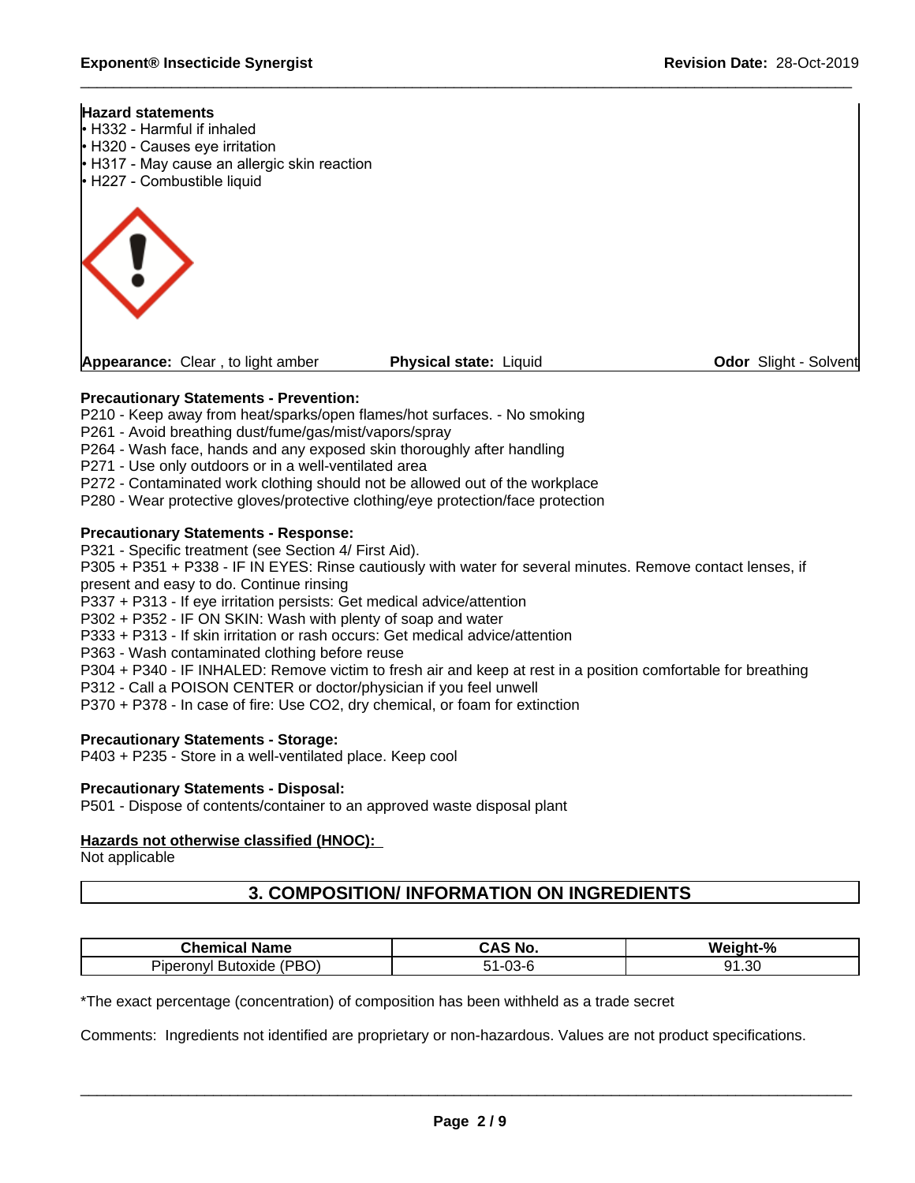**Hazard statements**

- H332 - Harmful if inhaled
- H320 - Causes eye irritation
- H317 - May cause an allergic skin reaction
- H227 - Combustible liquid

**Appearance:** Clear , to light amber **Physical state:** Liquid **Odor** Slight - Solvent

**Precautionary Statements - Prevention:**

P210 - Keep away from heat/sparks/open flames/hot surfaces. - No smoking
P261 - Avoid breathing dust/fume/gas/mist/vapors/spray
P264 - Wash face, hands and any exposed skin thoroughly after handling
P271 - Use only outdoors or in a well-ventilated area
P272 - Contaminated work clothing should not be allowed out of the workplace
P280 - Wear protective gloves/protective clothing/eye protection/face protection

**Precautionary Statements - Response:**

P321 - Specific treatment (see Section 4/ First Aid).
P305 + P351 + P338 - IF IN EYES: Rinse cautiously with water for several minutes. Remove contact lenses, if present and easy to do. Continue rinsing
P337 + P313 - If eye irritation persists: Get medical advice/attention
P302 + P352 - IF ON SKIN: Wash with plenty of soap and water
P333 + P313 - If skin irritation or rash occurs: Get medical advice/attention
P363 - Wash contaminated clothing before reuse
P304 + P340 - IF INHALED: Remove victim to fresh air and keep at rest in a position comfortable for breathing
P312 - Call a POISON CENTER or doctor/physician if you feel unwell
P370 + P378 - In case of fire: Use CO2, dry chemical, or foam for extinction

**Precautionary Statements - Storage:**

P403 + P235 - Store in a well-ventilated place. Keep cool

**Precautionary Statements - Disposal:**

P501 - Dispose of contents/container to an approved waste disposal plant

**Hazards not otherwise classified (HNOC):**

Not applicable

## 3. COMPOSITION/ INFORMATION ON INGREDIENTS

| Chemical Name | CAS No. | Weight-% |
|---|---|---|
| Piperonyl Butoxide (PBO) | 51-03-6 | 91.30 |

*The exact percentage (concentration) of composition has been withheld as a trade secret

Comments: Ingredients not identified are proprietary or non-hazardous. Values are not product specifications.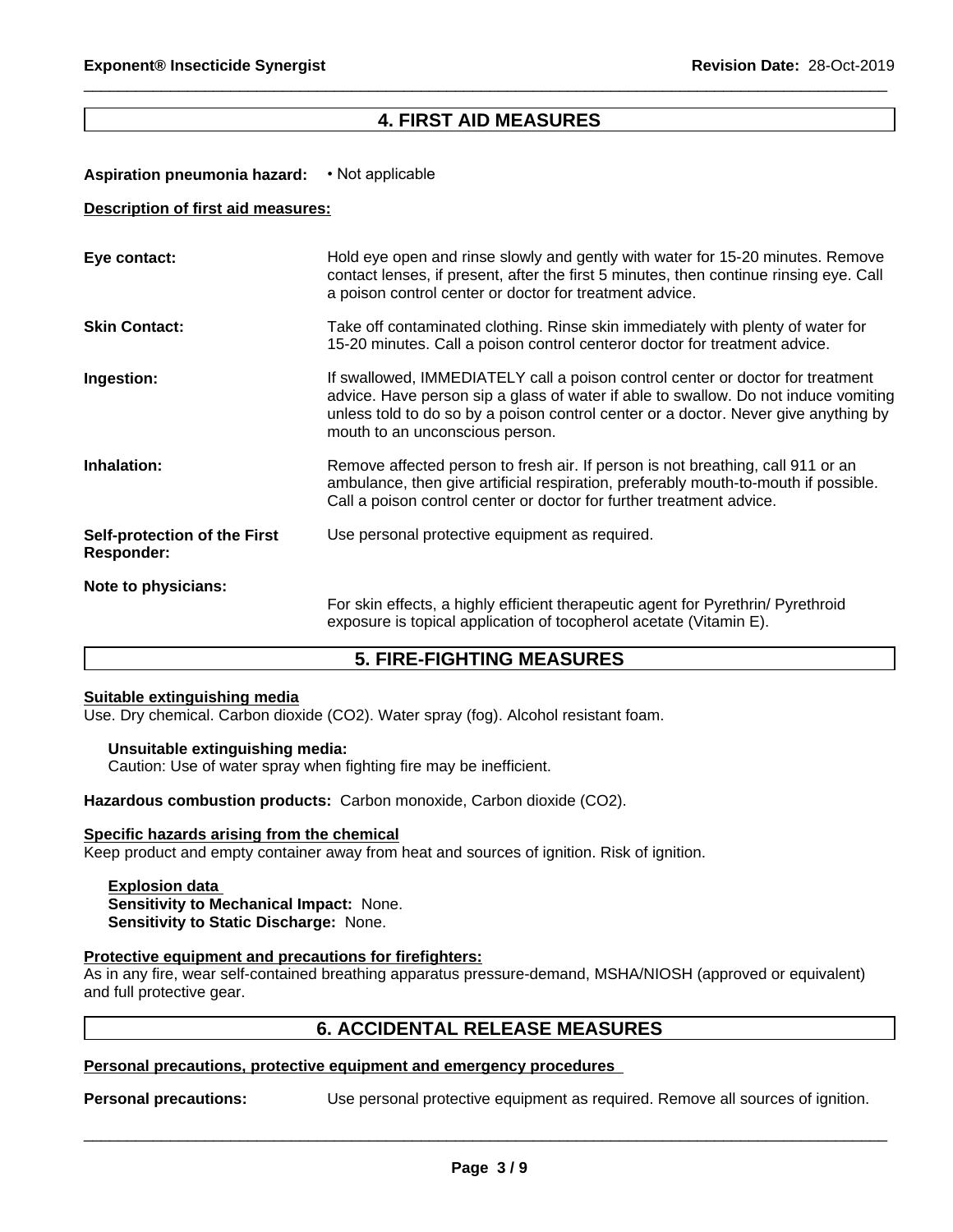## 4. FIRST AID MEASURES

**Aspiration pneumonia hazard:** • Not applicable

**Description of first aid measures:**

**Eye contact:** Hold eye open and rinse slowly and gently with water for 15-20 minutes. Remove contact lenses, if present, after the first 5 minutes, then continue rinsing eye. Call a poison control center or doctor for treatment advice.

**Skin Contact:** Take off contaminated clothing. Rinse skin immediately with plenty of water for 15-20 minutes. Call a poison control centeror doctor for treatment advice.

**Ingestion:** If swallowed, IMMEDIATELY call a poison control center or doctor for treatment advice. Have person sip a glass of water if able to swallow. Do not induce vomiting unless told to do so by a poison control center or a doctor. Never give anything by mouth to an unconscious person.

**Inhalation:** Remove affected person to fresh air. If person is not breathing, call 911 or an ambulance, then give artificial respiration, preferably mouth-to-mouth if possible. Call a poison control center or doctor for further treatment advice.

**Self-protection of the First Responder:** Use personal protective equipment as required.

**Note to physicians:** For skin effects, a highly efficient therapeutic agent for Pyrethrin/ Pyrethroid exposure is topical application of tocopherol acetate (Vitamin E).

## 5. FIRE-FIGHTING MEASURES

**Suitable extinguishing media**

Use. Dry chemical. Carbon dioxide ($CO_2$). Water spray (fog). Alcohol resistant foam.

**Unsuitable extinguishing media:**
Caution: Use of water spray when fighting fire may be inefficient.

**Hazardous combustion products:** Carbon monoxide, Carbon dioxide ($CO_2$).

**Specific hazards arising from the chemical**

Keep product and empty container away from heat and sources of ignition. Risk of ignition.

**Explosion data**
**Sensitivity to Mechanical Impact:** None.
**Sensitivity to Static Discharge:** None.

**Protective equipment and precautions for firefighters:**

As in any fire, wear self-contained breathing apparatus pressure-demand, MSHA/NIOSH (approved or equivalent) and full protective gear.

## 6. ACCIDENTAL RELEASE MEASURES

**Personal precautions, protective equipment and emergency procedures**

**Personal precautions:** Use personal protective equipment as required. Remove all sources of ignition.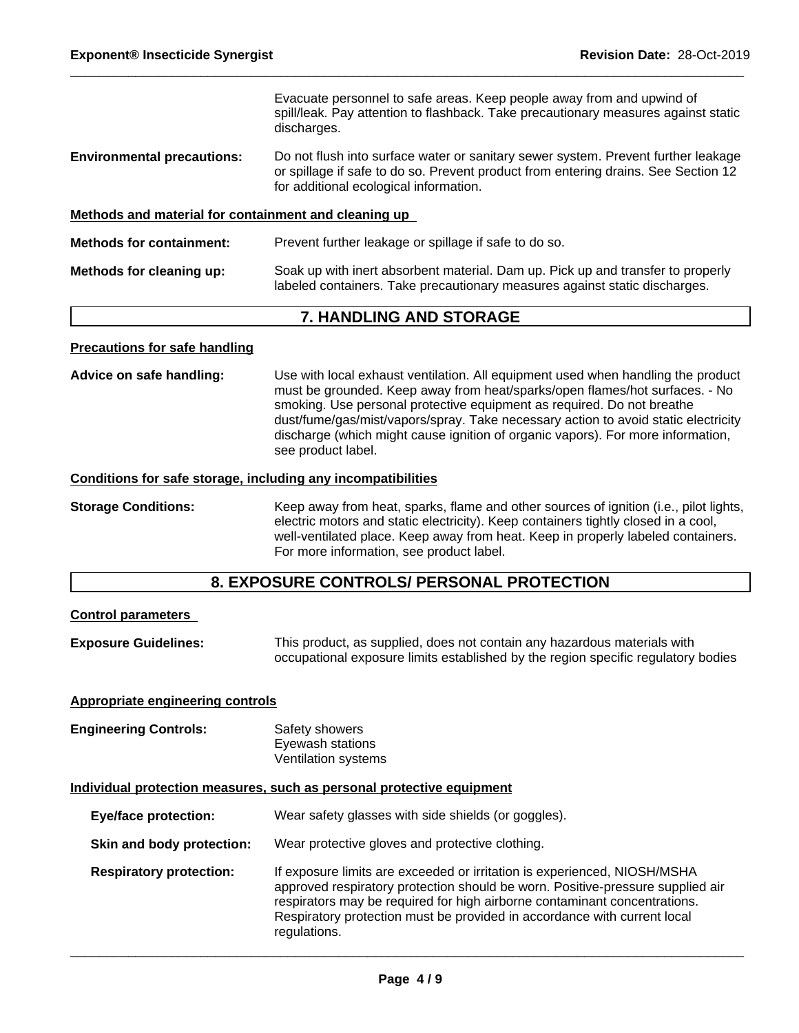Evacuate personnel to safe areas. Keep people away from and upwind of spill/leak. Pay attention to flashback. Take precautionary measures against static discharges.

**Environmental precautions:** Do not flush into surface water or sanitary sewer system. Prevent further leakage or spillage if safe to do so. Prevent product from entering drains. See Section 12 for additional ecological information.

**Methods and material for containment and cleaning up**

**Methods for containment:** Prevent further leakage or spillage if safe to do so.

**Methods for cleaning up:** Soak up with inert absorbent material. Dam up. Pick up and transfer to properly labeled containers. Take precautionary measures against static discharges.

## 7. HANDLING AND STORAGE

**Precautions for safe handling**

**Advice on safe handling:** Use with local exhaust ventilation. All equipment used when handling the product must be grounded. Keep away from heat/sparks/open flames/hot surfaces. - No smoking. Use personal protective equipment as required. Do not breathe dust/fume/gas/mist/vapors/spray. Take necessary action to avoid static electricity discharge (which might cause ignition of organic vapors). For more information, see product label.

**Conditions for safe storage, including any incompatibilities**

**Storage Conditions:** Keep away from heat, sparks, flame and other sources of ignition (i.e., pilot lights, electric motors and static electricity). Keep containers tightly closed in a cool, well-ventilated place. Keep away from heat. Keep in properly labeled containers. For more information, see product label.

## 8. EXPOSURE CONTROLS/ PERSONAL PROTECTION

**Control parameters**

**Exposure Guidelines:** This product, as supplied, does not contain any hazardous materials with occupational exposure limits established by the region specific regulatory bodies

**Appropriate engineering controls**

**Engineering Controls:** Safety showers
Eyewash stations
Ventilation systems

**Individual protection measures, such as personal protective equipment**

**Eye/face protection:** Wear safety glasses with side shields (or goggles).

**Skin and body protection:** Wear protective gloves and protective clothing.

**Respiratory protection:** If exposure limits are exceeded or irritation is experienced, NIOSH/MSHA approved respiratory protection should be worn. Positive-pressure supplied air respirators may be required for high airborne contaminant concentrations. Respiratory protection must be provided in accordance with current local regulations.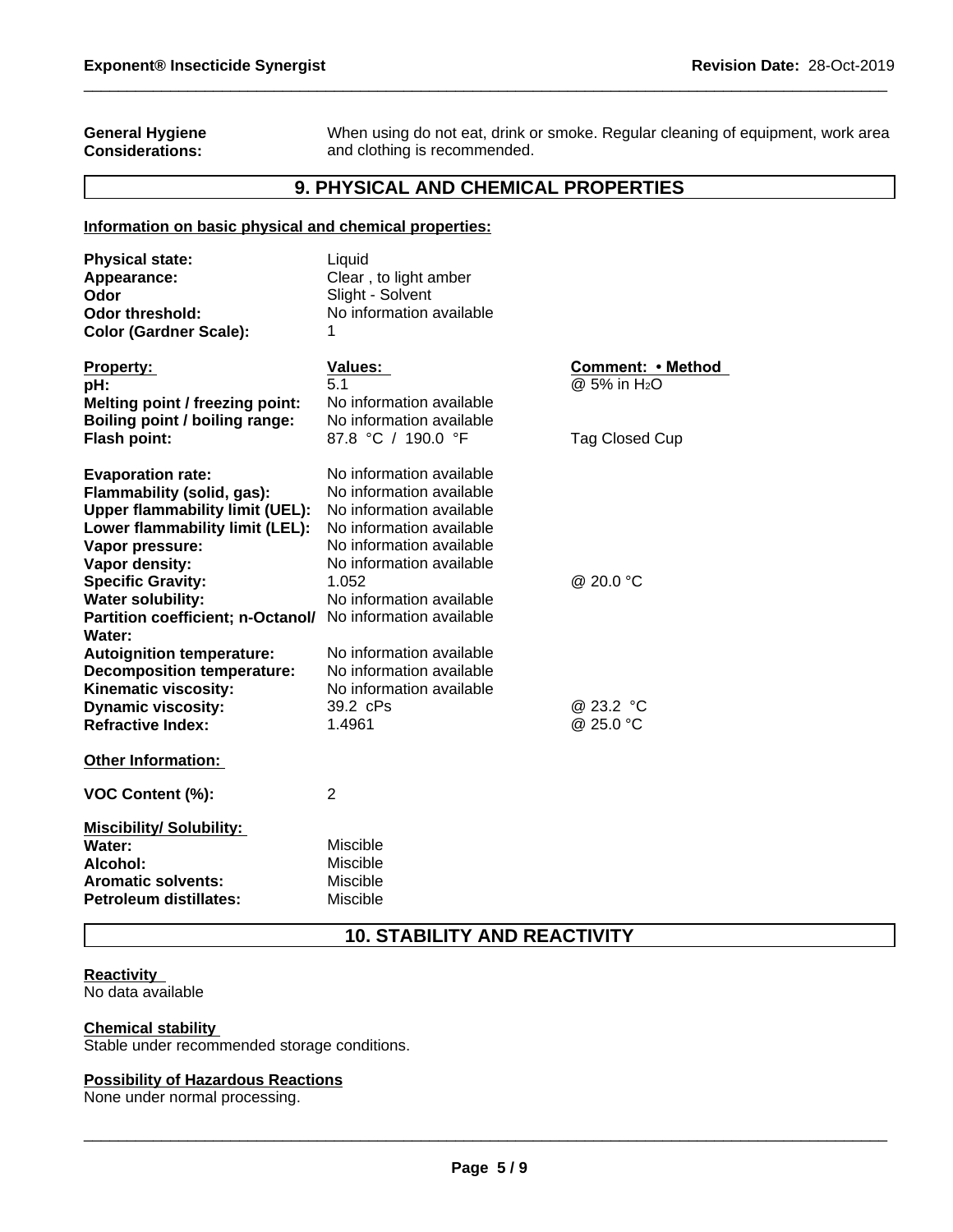**General Hygiene Considerations:** When using do not eat, drink or smoke. Regular cleaning of equipment, work area and clothing is recommended.

## 9. PHYSICAL AND CHEMICAL PROPERTIES

**Information on basic physical and chemical properties:**

| | |
|---|---|
| **Physical state:** | Liquid |
| **Appearance:** | Clear , to light amber |
| **Odor** | Slight - Solvent |
| **Odor threshold:** | No information available |
| **Color (Gardner Scale):** | 1 |

| Property: | Values: | Comment: • Method |
|---|---|---|
| **pH:** | 5.1 | @ 5% in $H_2O$ |
| **Melting point / freezing point:** | No information available | |
| **Boiling point / boiling range:** | No information available | |
| **Flash point:** | 87.8 °C / 190.0 °F | Tag Closed Cup |
| **Evaporation rate:** | No information available | |
| **Flammability (solid, gas):** | No information available | |
| **Upper flammability limit (UEL):** | No information available | |
| **Lower flammability limit (LEL):** | No information available | |
| **Vapor pressure:** | No information available | |
| **Vapor density:** | No information available | |
| **Specific Gravity:** | 1.052 | @ 20.0 °C |
| **Water solubility:** | No information available | |
| **Partition coefficient; n-Octanol/ Water:** | No information available | |
| **Autoignition temperature:** | No information available | |
| **Decomposition temperature:** | No information available | |
| **Kinematic viscosity:** | No information available | |
| **Dynamic viscosity:** | 39.2 cPs | @ 23.2 °C |
| **Refractive Index:** | 1.4961 | @ 25.0 °C |

**Other Information:**

**VOC Content (%):** 2

**Miscibility/ Solubility:**

| | |
|---|---|
| **Water:** | Miscible |
| **Alcohol:** | Miscible |
| **Aromatic solvents:** | Miscible |
| **Petroleum distillates:** | Miscible |

## 10. STABILITY AND REACTIVITY

**Reactivity**
No data available

**Chemical stability**
Stable under recommended storage conditions.

**Possibility of Hazardous Reactions**
None under normal processing.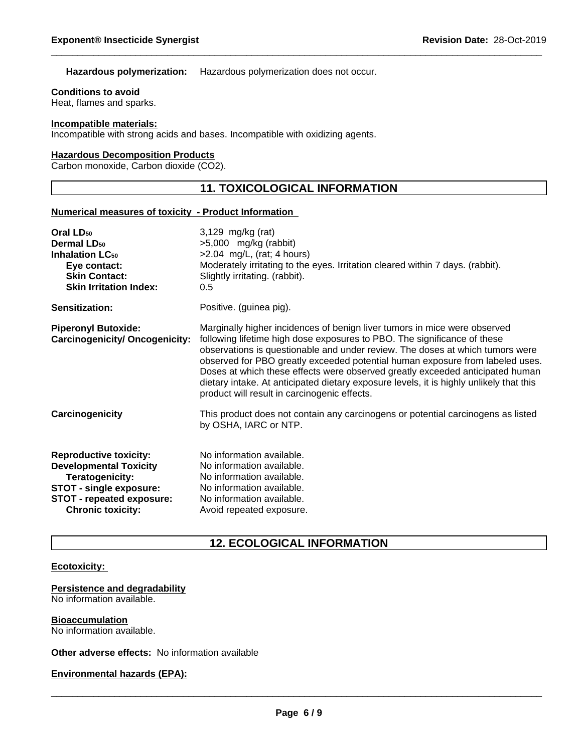**Hazardous polymerization:** Hazardous polymerization does not occur.

**Conditions to avoid**

Heat, flames and sparks.

**Incompatible materials:**

Incompatible with strong acids and bases. Incompatible with oxidizing agents.

**Hazardous Decomposition Products**

Carbon monoxide, Carbon dioxide ($CO_2$).

## 11. TOXICOLOGICAL INFORMATION

**Numerical measures of toxicity - Product Information**

| | |
|---|---|
| **Oral $LD_{50}$** | 3,129 mg/kg (rat) |
| **Dermal $LD_{50}$** | >5,000 mg/kg (rabbit) |
| **Inhalation $LC_{50}$** | >2.04 mg/L, (rat; 4 hours) |
| **Eye contact:** | Moderately irritating to the eyes. Irritation cleared within 7 days. (rabbit). |
| **Skin Contact:** | Slightly irritating. (rabbit). |
| **Skin Irritation Index:** | 0.5 |
| **Sensitization:** | Positive. (guinea pig). |
| **Piperonyl Butoxide: Carcinogenicity/ Oncogenicity:** | Marginally higher incidences of benign liver tumors in mice were observed following lifetime high dose exposures to PBO. The significance of these observations is questionable and under review. The doses at which tumors were observed for PBO greatly exceeded potential human exposure from labeled uses. Doses at which these effects were observed greatly exceeded anticipated human dietary intake. At anticipated dietary exposure levels, it is highly unlikely that this product will result in carcinogenic effects. |
| **Carcinogenicity** | This product does not contain any carcinogens or potential carcinogens as listed by OSHA, IARC or NTP. |
| **Reproductive toxicity:** | No information available. |
| **Developmental Toxicity** | No information available. |
| **Teratogenicity:** | No information available. |
| **STOT - single exposure:** | No information available. |
| **STOT - repeated exposure:** | No information available. |
| **Chronic toxicity:** | Avoid repeated exposure. |

## 12. ECOLOGICAL INFORMATION

**Ecotoxicity:**

**Persistence and degradability**

No information available.

**Bioaccumulation**

No information available.

**Other adverse effects:** No information available

**Environmental hazards (EPA):**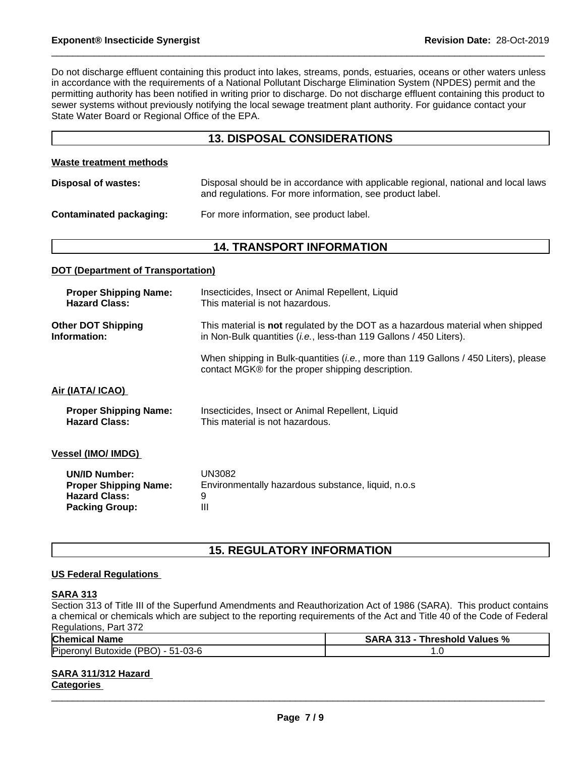Do not discharge effluent containing this product into lakes, streams, ponds, estuaries, oceans or other waters unless in accordance with the requirements of a National Pollutant Discharge Elimination System (NPDES) permit and the permitting authority has been notified in writing prior to discharge. Do not discharge effluent containing this product to sewer systems without previously notifying the local sewage treatment plant authority. For guidance contact your State Water Board or Regional Office of the EPA.

## 13. DISPOSAL CONSIDERATIONS

**Waste treatment methods**

**Disposal of wastes:** Disposal should be in accordance with applicable regional, national and local laws and regulations. For more information, see product label.

**Contaminated packaging:** For more information, see product label.

## 14. TRANSPORT INFORMATION

**DOT (Department of Transportation)**

**Proper Shipping Name:** Insecticides, Insect or Animal Repellent, Liquid
**Hazard Class:** This material is not hazardous.

**Other DOT Shipping Information:** This material is **not** regulated by the DOT as a hazardous material when shipped in Non-Bulk quantities (*i.e.*, less-than 119 Gallons / 450 Liters).

When shipping in Bulk-quantities (*i.e.*, more than 119 Gallons / 450 Liters), please contact MGK® for the proper shipping description.

**Air (IATA/ ICAO)**

**Proper Shipping Name:** Insecticides, Insect or Animal Repellent, Liquid
**Hazard Class:** This material is not hazardous.

**Vessel (IMO/ IMDG)**

**UN/ID Number:** UN3082
**Proper Shipping Name:** Environmentally hazardous substance, liquid, n.o.s
**Hazard Class:** 9
**Packing Group:** III

## 15. REGULATORY INFORMATION

**US Federal Regulations**

**SARA 313**

Section 313 of Title III of the Superfund Amendments and Reauthorization Act of 1986 (SARA). This product contains a chemical or chemicals which are subject to the reporting requirements of the Act and Title 40 of the Code of Federal Regulations, Part 372

| Chemical Name | SARA 313 - Threshold Values % |
|---|---|
| Piperonyl Butoxide (PBO) - 51-03-6 | 1.0 |

**SARA 311/312 Hazard Categories**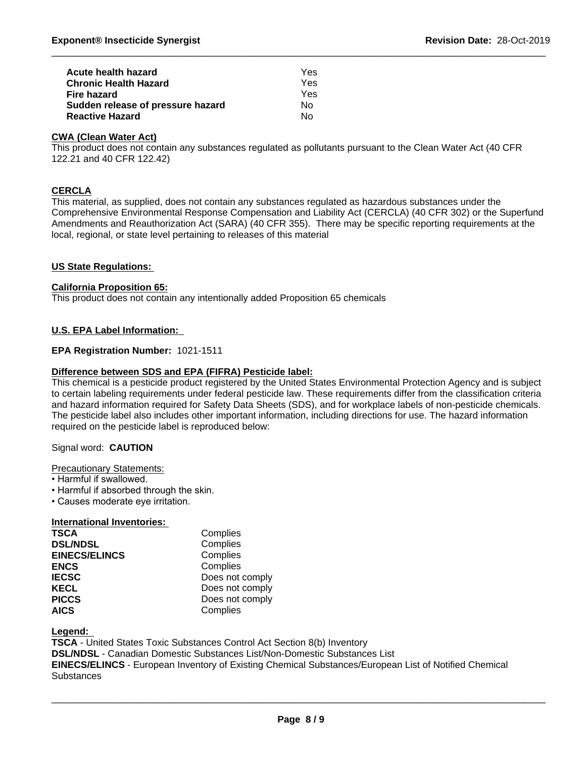| | |
|---|---|
| **Acute health hazard** | Yes |
| **Chronic Health Hazard** | Yes |
| **Fire hazard** | Yes |
| **Sudden release of pressure hazard** | No |
| **Reactive Hazard** | No |

**CWA (Clean Water Act)**

This product does not contain any substances regulated as pollutants pursuant to the Clean Water Act (40 CFR 122.21 and 40 CFR 122.42)

**CERCLA**

This material, as supplied, does not contain any substances regulated as hazardous substances under the Comprehensive Environmental Response Compensation and Liability Act (CERCLA) (40 CFR 302) or the Superfund Amendments and Reauthorization Act (SARA) (40 CFR 355). There may be specific reporting requirements at the local, regional, or state level pertaining to releases of this material

**US State Regulations:**

**California Proposition 65:**

This product does not contain any intentionally added Proposition 65 chemicals

**U.S. EPA Label Information:**

**EPA Registration Number:** 1021-1511

**Difference between SDS and EPA (FIFRA) Pesticide label:**

This chemical is a pesticide product registered by the United States Environmental Protection Agency and is subject to certain labeling requirements under federal pesticide law. These requirements differ from the classification criteria and hazard information required for Safety Data Sheets (SDS), and for workplace labels of non-pesticide chemicals. The pesticide label also includes other important information, including directions for use. The hazard information required on the pesticide label is reproduced below:

Signal word: **CAUTION**

Precautionary Statements:

- Harmful if swallowed.
- Harmful if absorbed through the skin.
- Causes moderate eye irritation.

**International Inventories:**

| | |
|---|---|
| **TSCA** | Complies |
| **DSL/NDSL** | Complies |
| **EINECS/ELINCS** | Complies |
| **ENCS** | Complies |
| **IECSC** | Does not comply |
| **KECL** | Does not comply |
| **PICCS** | Does not comply |
| **AICS** | Complies |

**Legend:**

**TSCA** - United States Toxic Substances Control Act Section 8(b) Inventory
**DSL/NDSL** - Canadian Domestic Substances List/Non-Domestic Substances List
**EINECS/ELINCS** - European Inventory of Existing Chemical Substances/European List of Notified Chemical Substances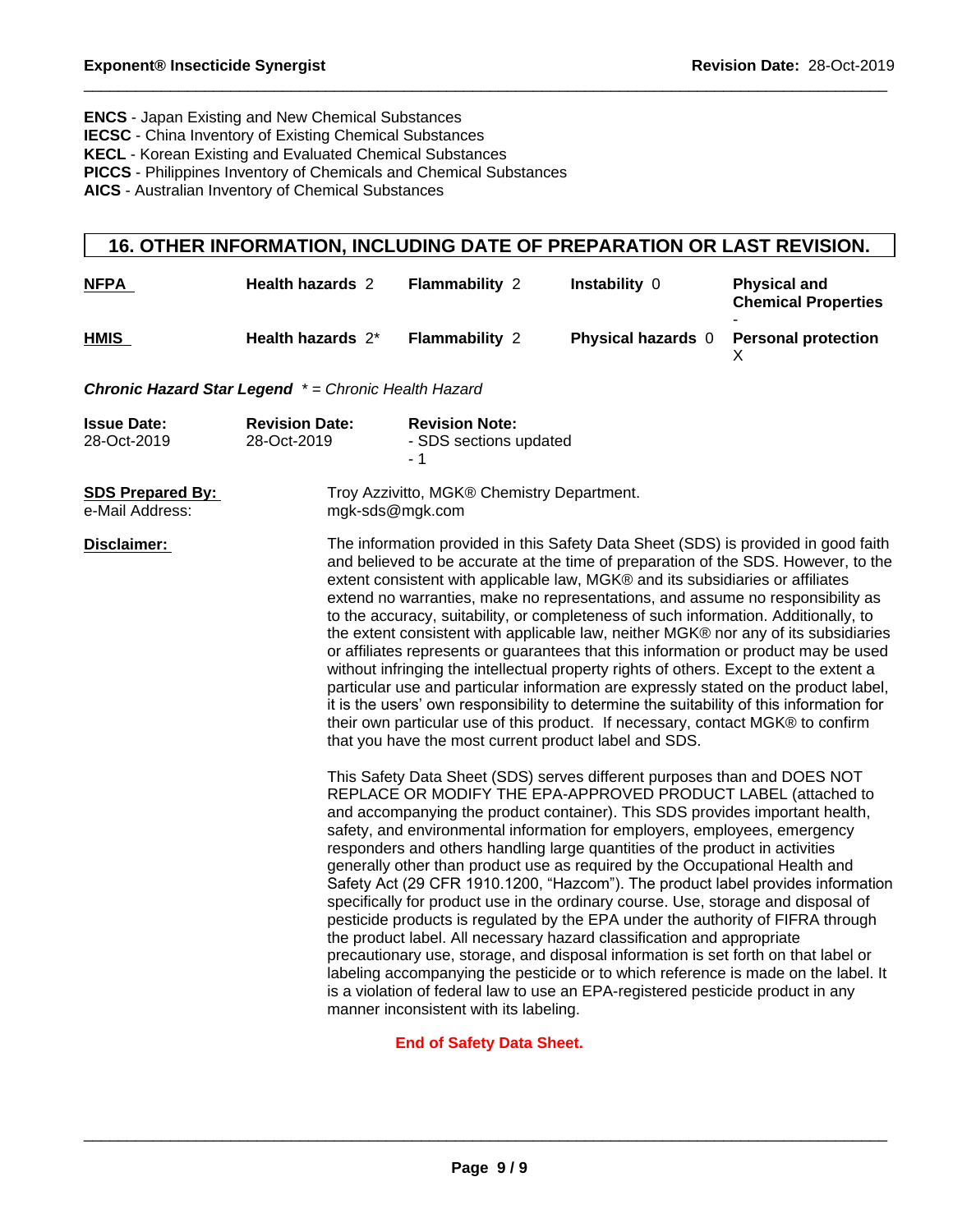**ENCS** - Japan Existing and New Chemical Substances
**IECSC** - China Inventory of Existing Chemical Substances
**KECL** - Korean Existing and Evaluated Chemical Substances
**PICCS** - Philippines Inventory of Chemicals and Chemical Substances
**AICS** - Australian Inventory of Chemical Substances

## 16. OTHER INFORMATION, INCLUDING DATE OF PREPARATION OR LAST REVISION.

| | | | | |
|---|---|---|---|---|
| **NFPA** | **Health hazards** 2 | **Flammability** 2 | **Instability** 0 | **Physical and Chemical Properties** - |
| **HMIS** | **Health hazards** 2* | **Flammability** 2 | **Physical hazards** 0 | **Personal protection** X |

***Chronic Hazard Star Legend*** *\* = Chronic Health Hazard*

| | | |
|---|---|---|
| **Issue Date:** 28-Oct-2019 | **Revision Date:** 28-Oct-2019 | **Revision Note:** - SDS sections updated - 1 |

**SDS Prepared By:** Troy Azzivitto, MGK® Chemistry Department.
e-Mail Address: mgk-sds@mgk.com

**Disclaimer:**

The information provided in this Safety Data Sheet (SDS) is provided in good faith and believed to be accurate at the time of preparation of the SDS. However, to the extent consistent with applicable law, MGK® and its subsidiaries or affiliates extend no warranties, make no representations, and assume no responsibility as to the accuracy, suitability, or completeness of such information. Additionally, to the extent consistent with applicable law, neither MGK® nor any of its subsidiaries or affiliates represents or guarantees that this information or product may be used without infringing the intellectual property rights of others. Except to the extent a particular use and particular information are expressly stated on the product label, it is the users' own responsibility to determine the suitability of this information for their own particular use of this product. If necessary, contact MGK® to confirm that you have the most current product label and SDS.

This Safety Data Sheet (SDS) serves different purposes than and DOES NOT REPLACE OR MODIFY THE EPA-APPROVED PRODUCT LABEL (attached to and accompanying the product container). This SDS provides important health, safety, and environmental information for employers, employees, emergency responders and others handling large quantities of the product in activities generally other than product use as required by the Occupational Health and Safety Act (29 CFR 1910.1200, "Hazcom"). The product label provides information specifically for product use in the ordinary course. Use, storage and disposal of pesticide products is regulated by the EPA under the authority of FIFRA through the product label. All necessary hazard classification and appropriate precautionary use, storage, and disposal information is set forth on that label or labeling accompanying the pesticide or to which reference is made on the label. It is a violation of federal law to use an EPA-registered pesticide product in any manner inconsistent with its labeling.

**End of Safety Data Sheet.**